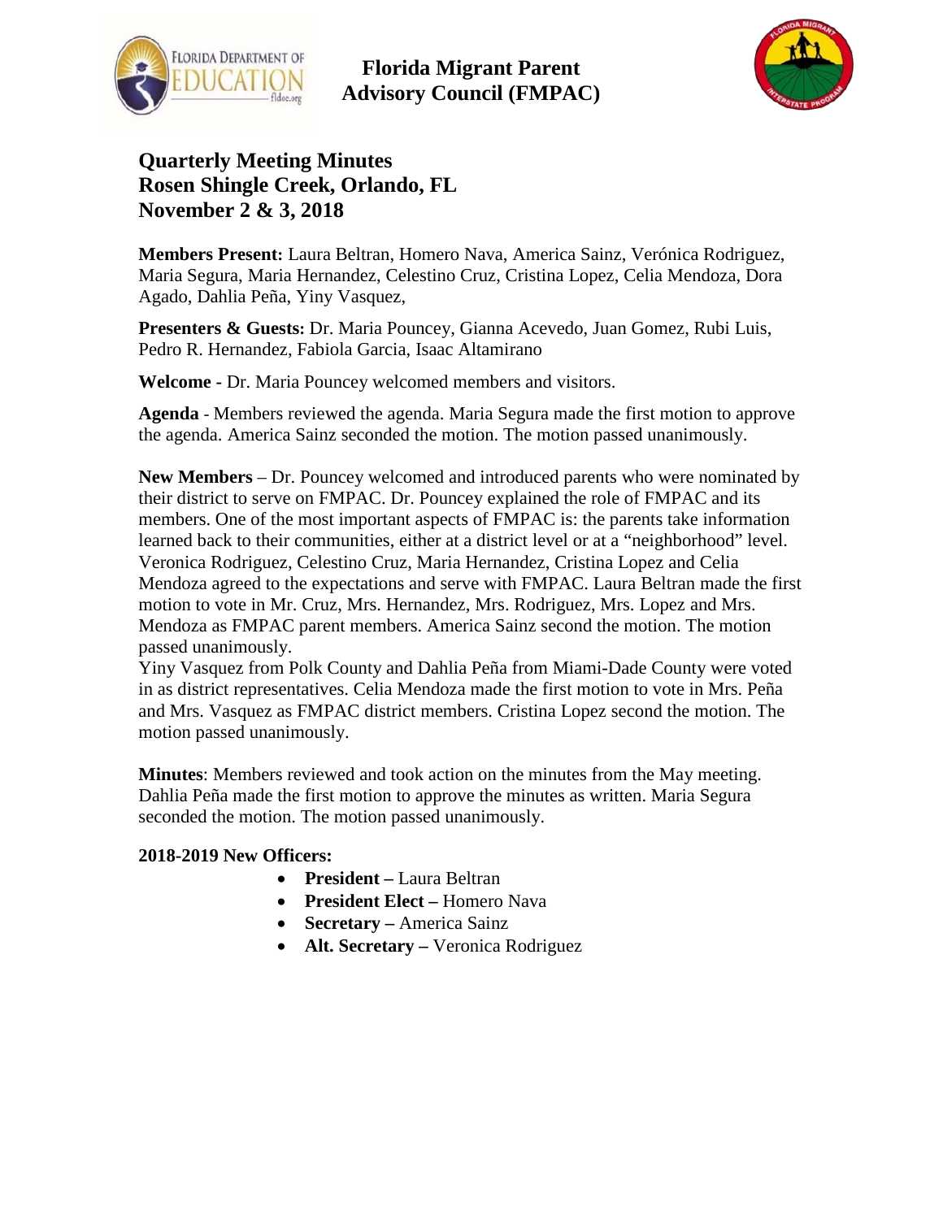# Florida Migrant Parent Advisory Council (FMPAC)

## Quarterly Meeting Minutes
## Rosen Shingle Creek, Orlando, FL
## November 2 & 3, 2018

**Members Present:** Laura Beltran, Homero Nava, America Sainz, Verónica Rodriguez, Maria Segura, Maria Hernandez, Celestino Cruz, Cristina Lopez, Celia Mendoza, Dora Agado, Dahlia Peña, Yiny Vasquez,

**Presenters & Guests:** Dr. Maria Pouncey, Gianna Acevedo, Juan Gomez, Rubi Luis, Pedro R. Hernandez, Fabiola Garcia, Isaac Altamirano

**Welcome -** Dr. Maria Pouncey welcomed members and visitors.

**Agenda** - Members reviewed the agenda. Maria Segura made the first motion to approve the agenda. America Sainz seconded the motion. The motion passed unanimously.

**New Members** – Dr. Pouncey welcomed and introduced parents who were nominated by their district to serve on FMPAC. Dr. Pouncey explained the role of FMPAC and its members. One of the most important aspects of FMPAC is: the parents take information learned back to their communities, either at a district level or at a "neighborhood" level. Veronica Rodriguez, Celestino Cruz, Maria Hernandez, Cristina Lopez and Celia Mendoza agreed to the expectations and serve with FMPAC. Laura Beltran made the first motion to vote in Mr. Cruz, Mrs. Hernandez, Mrs. Rodriguez, Mrs. Lopez and Mrs. Mendoza as FMPAC parent members. America Sainz second the motion. The motion passed unanimously.

Yiny Vasquez from Polk County and Dahlia Peña from Miami-Dade County were voted in as district representatives. Celia Mendoza made the first motion to vote in Mrs. Peña and Mrs. Vasquez as FMPAC district members. Cristina Lopez second the motion. The motion passed unanimously.

**Minutes**: Members reviewed and took action on the minutes from the May meeting. Dahlia Peña made the first motion to approve the minutes as written. Maria Segura seconded the motion. The motion passed unanimously.

**2018-2019 New Officers:**

- **President –** Laura Beltran
- **President Elect –** Homero Nava
- **Secretary –** America Sainz
- **Alt. Secretary –** Veronica Rodriguez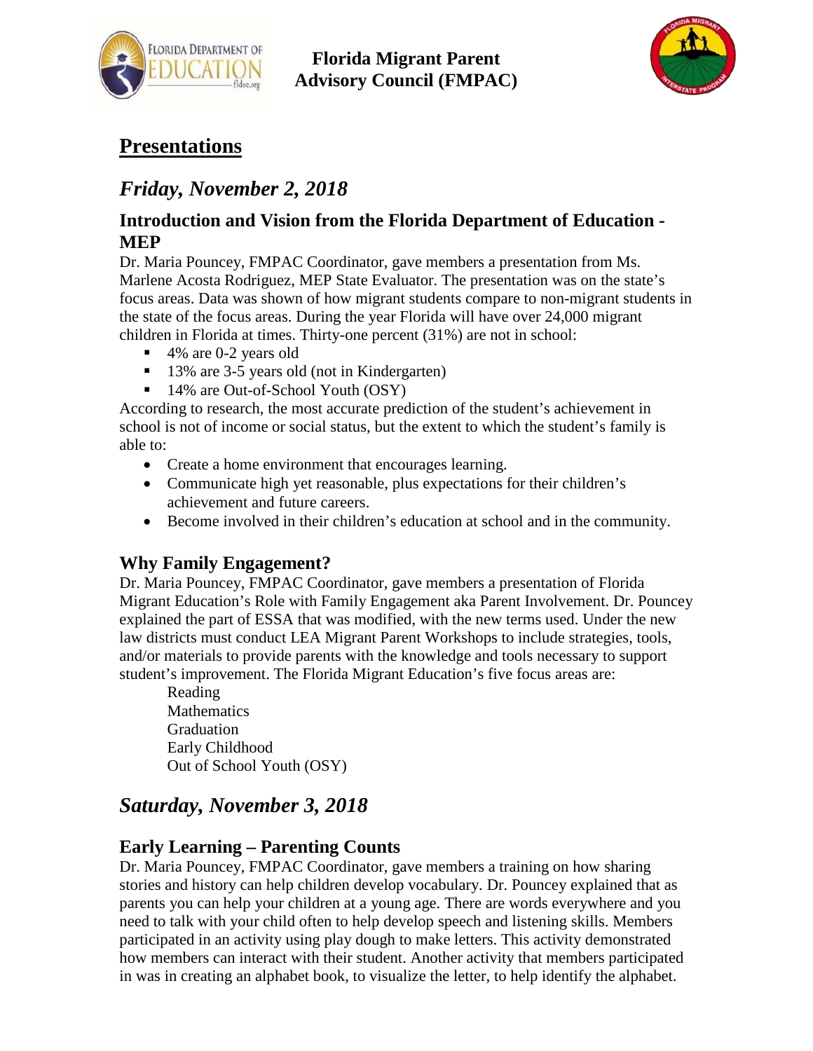# Presentations

## *Friday, November 2, 2018*

### Introduction and Vision from the Florida Department of Education - MEP

Dr. Maria Pouncey, FMPAC Coordinator, gave members a presentation from Ms. Marlene Acosta Rodriguez, MEP State Evaluator. The presentation was on the state's focus areas. Data was shown of how migrant students compare to non-migrant students in the state of the focus areas. During the year Florida will have over 24,000 migrant children in Florida at times. Thirty-one percent (31%) are not in school:

- 4% are 0-2 years old
- 13% are 3-5 years old (not in Kindergarten)
- 14% are Out-of-School Youth (OSY)

According to research, the most accurate prediction of the student's achievement in school is not of income or social status, but the extent to which the student's family is able to:

- Create a home environment that encourages learning.
- Communicate high yet reasonable, plus expectations for their children's achievement and future careers.
- Become involved in their children's education at school and in the community.

### Why Family Engagement?

Dr. Maria Pouncey, FMPAC Coordinator, gave members a presentation of Florida Migrant Education's Role with Family Engagement aka Parent Involvement. Dr. Pouncey explained the part of ESSA that was modified, with the new terms used. Under the new law districts must conduct LEA Migrant Parent Workshops to include strategies, tools, and/or materials to provide parents with the knowledge and tools necessary to support student's improvement. The Florida Migrant Education's five focus areas are:

Reading
Mathematics
Graduation
Early Childhood
Out of School Youth (OSY)

## *Saturday, November 3, 2018*

### Early Learning – Parenting Counts

Dr. Maria Pouncey, FMPAC Coordinator, gave members a training on how sharing stories and history can help children develop vocabulary. Dr. Pouncey explained that as parents you can help your children at a young age. There are words everywhere and you need to talk with your child often to help develop speech and listening skills. Members participated in an activity using play dough to make letters. This activity demonstrated how members can interact with their student. Another activity that members participated in was in creating an alphabet book, to visualize the letter, to help identify the alphabet.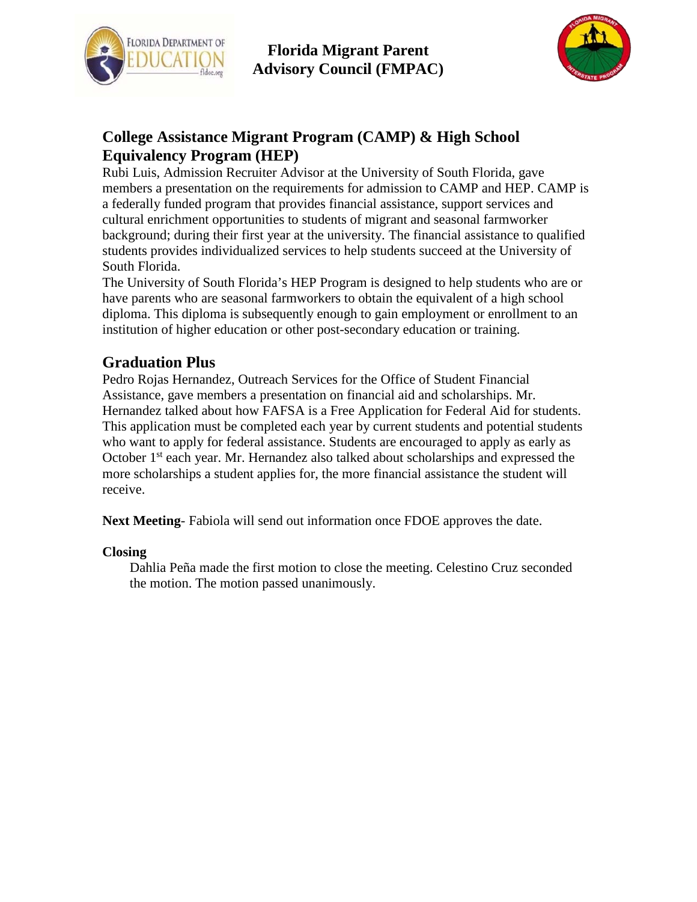## College Assistance Migrant Program (CAMP) & High School Equivalency Program (HEP)

Rubi Luis, Admission Recruiter Advisor at the University of South Florida, gave members a presentation on the requirements for admission to CAMP and HEP. CAMP is a federally funded program that provides financial assistance, support services and cultural enrichment opportunities to students of migrant and seasonal farmworker background; during their first year at the university. The financial assistance to qualified students provides individualized services to help students succeed at the University of South Florida.

The University of South Florida's HEP Program is designed to help students who are or have parents who are seasonal farmworkers to obtain the equivalent of a high school diploma. This diploma is subsequently enough to gain employment or enrollment to an institution of higher education or other post-secondary education or training.

## Graduation Plus

Pedro Rojas Hernandez, Outreach Services for the Office of Student Financial Assistance, gave members a presentation on financial aid and scholarships. Mr. Hernandez talked about how FAFSA is a Free Application for Federal Aid for students. This application must be completed each year by current students and potential students who want to apply for federal assistance. Students are encouraged to apply as early as October 1st each year. Mr. Hernandez also talked about scholarships and expressed the more scholarships a student applies for, the more financial assistance the student will receive.

**Next Meeting**- Fabiola will send out information once FDOE approves the date.

### Closing

Dahlia Peña made the first motion to close the meeting. Celestino Cruz seconded the motion. The motion passed unanimously.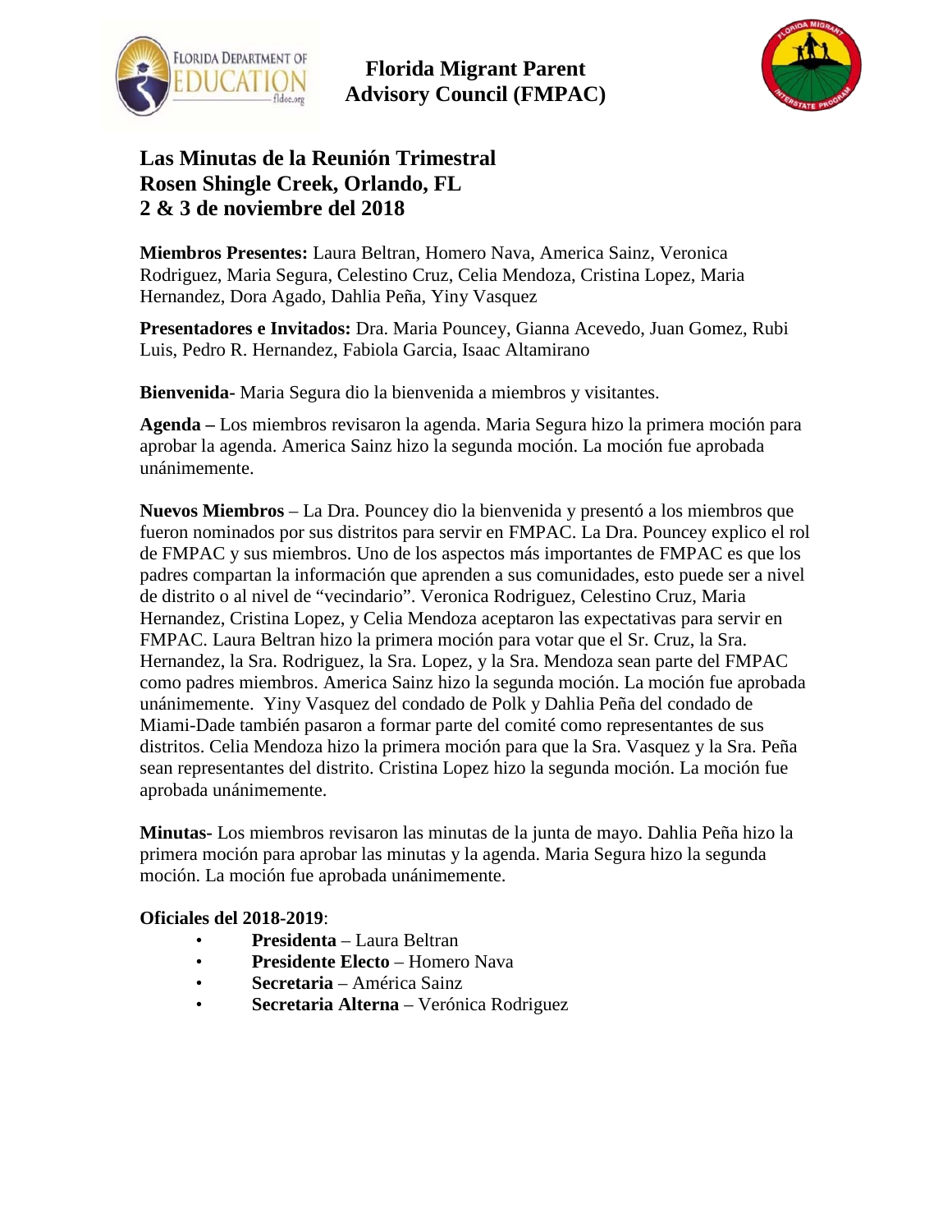**Florida Migrant Parent Advisory Council (FMPAC)**

## Las Minutas de la Reunión Trimestral
## Rosen Shingle Creek, Orlando, FL
## 2 & 3 de noviembre del 2018

**Miembros Presentes:** Laura Beltran, Homero Nava, America Sainz, Veronica Rodriguez, Maria Segura, Celestino Cruz, Celia Mendoza, Cristina Lopez, Maria Hernandez, Dora Agado, Dahlia Peña, Yiny Vasquez

**Presentadores e Invitados:** Dra. Maria Pouncey, Gianna Acevedo, Juan Gomez, Rubi Luis, Pedro R. Hernandez, Fabiola Garcia, Isaac Altamirano

**Bienvenida-** Maria Segura dio la bienvenida a miembros y visitantes.

**Agenda –** Los miembros revisaron la agenda. Maria Segura hizo la primera moción para aprobar la agenda. America Sainz hizo la segunda moción. La moción fue aprobada unánimemente.

**Nuevos Miembros** – La Dra. Pouncey dio la bienvenida y presentó a los miembros que fueron nominados por sus distritos para servir en FMPAC. La Dra. Pouncey explico el rol de FMPAC y sus miembros. Uno de los aspectos más importantes de FMPAC es que los padres compartan la información que aprenden a sus comunidades, esto puede ser a nivel de distrito o al nivel de "vecindario". Veronica Rodriguez, Celestino Cruz, Maria Hernandez, Cristina Lopez, y Celia Mendoza aceptaron las expectativas para servir en FMPAC. Laura Beltran hizo la primera moción para votar que el Sr. Cruz, la Sra. Hernandez, la Sra. Rodriguez, la Sra. Lopez, y la Sra. Mendoza sean parte del FMPAC como padres miembros. America Sainz hizo la segunda moción. La moción fue aprobada unánimemente. Yiny Vasquez del condado de Polk y Dahlia Peña del condado de Miami-Dade también pasaron a formar parte del comité como representantes de sus distritos. Celia Mendoza hizo la primera moción para que la Sra. Vasquez y la Sra. Peña sean representantes del distrito. Cristina Lopez hizo la segunda moción. La moción fue aprobada unánimemente.

**Minutas-** Los miembros revisaron las minutas de la junta de mayo. Dahlia Peña hizo la primera moción para aprobar las minutas y la agenda. Maria Segura hizo la segunda moción. La moción fue aprobada unánimemente.

**Oficiales del 2018-2019**:

- **Presidenta** – Laura Beltran
- **Presidente Electo** – Homero Nava
- **Secretaria** – América Sainz
- **Secretaria Alterna** – Verónica Rodriguez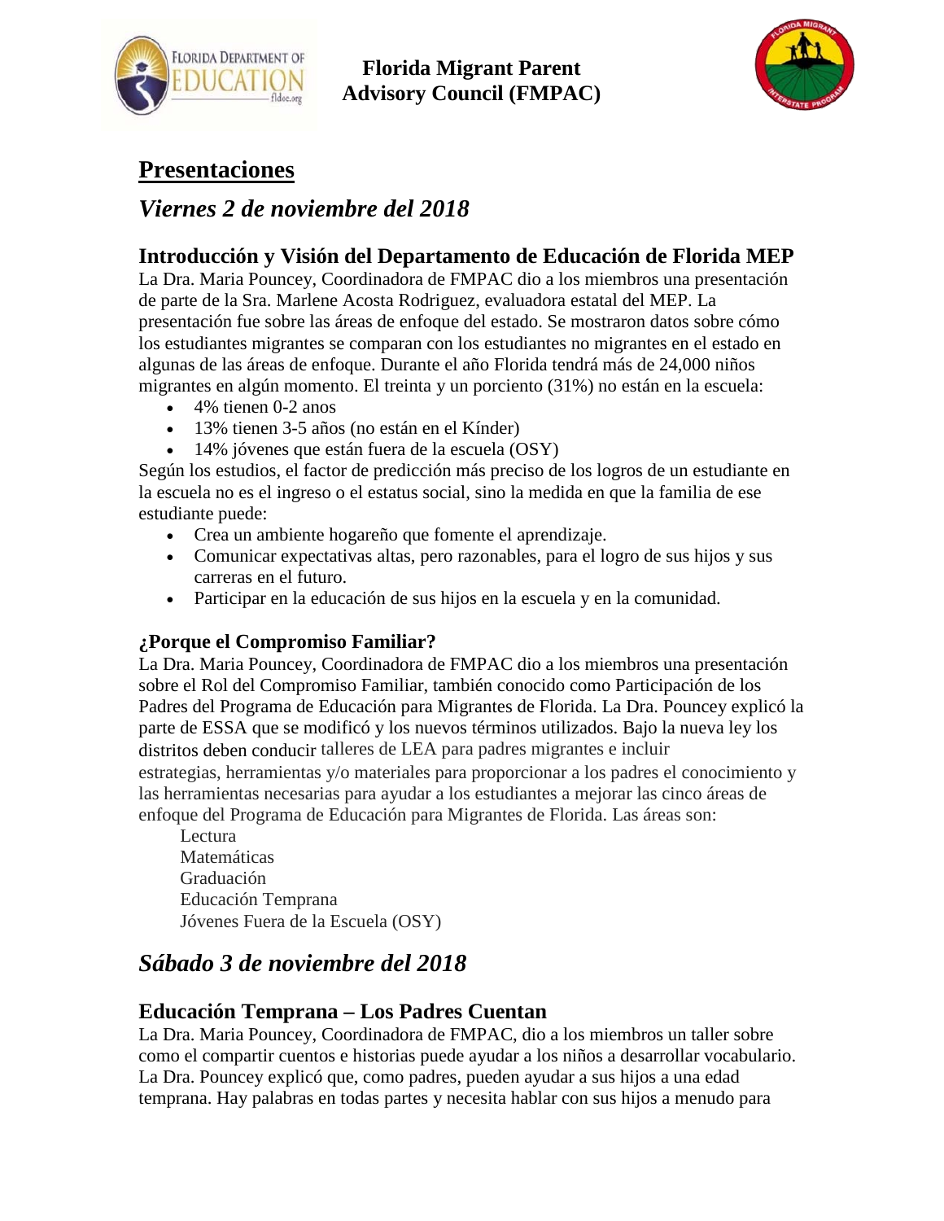# Presentaciones

## *Viernes 2 de noviembre del 2018*

### Introducción y Visión del Departamento de Educación de Florida MEP

La Dra. Maria Pouncey, Coordinadora de FMPAC dio a los miembros una presentación de parte de la Sra. Marlene Acosta Rodriguez, evaluadora estatal del MEP. La presentación fue sobre las áreas de enfoque del estado. Se mostraron datos sobre cómo los estudiantes migrantes se comparan con los estudiantes no migrantes en el estado en algunas de las áreas de enfoque. Durante el año Florida tendrá más de 24,000 niños migrantes en algún momento. El treinta y un porciento (31%) no están en la escuela:

- 4% tienen 0-2 anos
- 13% tienen 3-5 años (no están en el Kínder)
- 14% jóvenes que están fuera de la escuela (OSY)

Según los estudios, el factor de predicción más preciso de los logros de un estudiante en la escuela no es el ingreso o el estatus social, sino la medida en que la familia de ese estudiante puede:

- Crea un ambiente hogareño que fomente el aprendizaje.
- Comunicar expectativas altas, pero razonables, para el logro de sus hijos y sus carreras en el futuro.
- Participar en la educación de sus hijos en la escuela y en la comunidad.

#### ¿Porque el Compromiso Familiar?

La Dra. Maria Pouncey, Coordinadora de FMPAC dio a los miembros una presentación sobre el Rol del Compromiso Familiar, también conocido como Participación de los Padres del Programa de Educación para Migrantes de Florida. La Dra. Pouncey explicó la parte de ESSA que se modificó y los nuevos términos utilizados. Bajo la nueva ley los distritos deben conducir talleres de LEA para padres migrantes e incluir estrategias, herramientas y/o materiales para proporcionar a los padres el conocimiento y las herramientas necesarias para ayudar a los estudiantes a mejorar las cinco áreas de enfoque del Programa de Educación para Migrantes de Florida. Las áreas son:

Lectura
Matemáticas
Graduación
Educación Temprana
Jóvenes Fuera de la Escuela (OSY)

## *Sábado 3 de noviembre del 2018*

### Educación Temprana – Los Padres Cuentan

La Dra. Maria Pouncey, Coordinadora de FMPAC, dio a los miembros un taller sobre como el compartir cuentos e historias puede ayudar a los niños a desarrollar vocabulario. La Dra. Pouncey explicó que, como padres, pueden ayudar a sus hijos a una edad temprana. Hay palabras en todas partes y necesita hablar con sus hijos a menudo para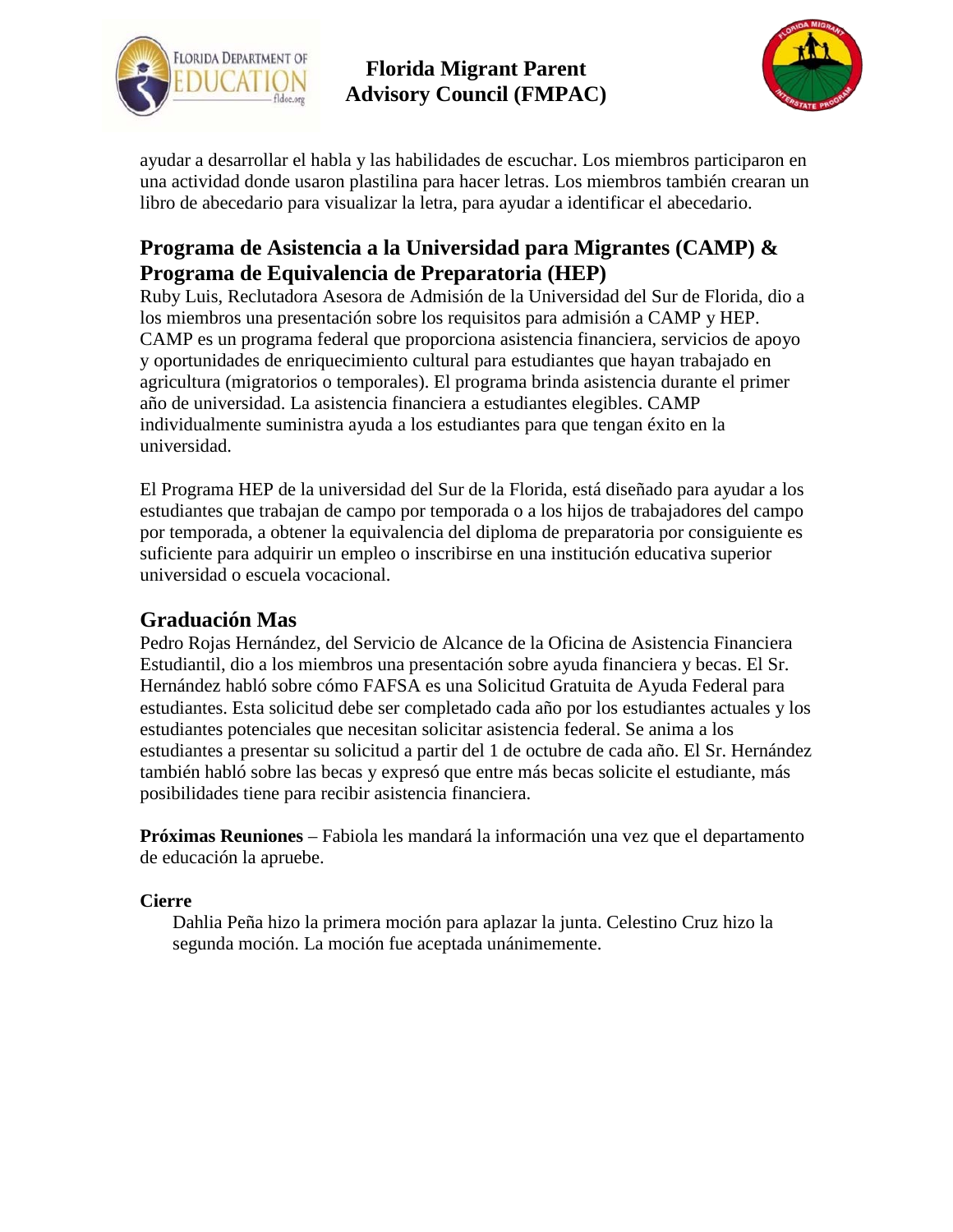ayudar a desarrollar el habla y las habilidades de escuchar. Los miembros participaron en una actividad donde usaron plastilina para hacer letras. Los miembros también crearan un libro de abecedario para visualizar la letra, para ayudar a identificar el abecedario.

## Programa de Asistencia a la Universidad para Migrantes (CAMP) & Programa de Equivalencia de Preparatoria (HEP)

Ruby Luis, Reclutadora Asesora de Admisión de la Universidad del Sur de Florida, dio a los miembros una presentación sobre los requisitos para admisión a CAMP y HEP. CAMP es un programa federal que proporciona asistencia financiera, servicios de apoyo y oportunidades de enriquecimiento cultural para estudiantes que hayan trabajado en agricultura (migratorios o temporales). El programa brinda asistencia durante el primer año de universidad. La asistencia financiera a estudiantes elegibles. CAMP individualmente suministra ayuda a los estudiantes para que tengan éxito en la universidad.

El Programa HEP de la universidad del Sur de la Florida, está diseñado para ayudar a los estudiantes que trabajan de campo por temporada o a los hijos de trabajadores del campo por temporada, a obtener la equivalencia del diploma de preparatoria por consiguiente es suficiente para adquirir un empleo o inscribirse en una institución educativa superior universidad o escuela vocacional.

## Graduación Mas

Pedro Rojas Hernández, del Servicio de Alcance de la Oficina de Asistencia Financiera Estudiantil, dio a los miembros una presentación sobre ayuda financiera y becas. El Sr. Hernández habló sobre cómo FAFSA es una Solicitud Gratuita de Ayuda Federal para estudiantes. Esta solicitud debe ser completado cada año por los estudiantes actuales y los estudiantes potenciales que necesitan solicitar asistencia federal. Se anima a los estudiantes a presentar su solicitud a partir del 1 de octubre de cada año. El Sr. Hernández también habló sobre las becas y expresó que entre más becas solicite el estudiante, más posibilidades tiene para recibir asistencia financiera.

**Próximas Reuniones** – Fabiola les mandará la información una vez que el departamento de educación la apruebe.

**Cierre**

Dahlia Peña hizo la primera moción para aplazar la junta. Celestino Cruz hizo la segunda moción. La moción fue aceptada unánimemente.